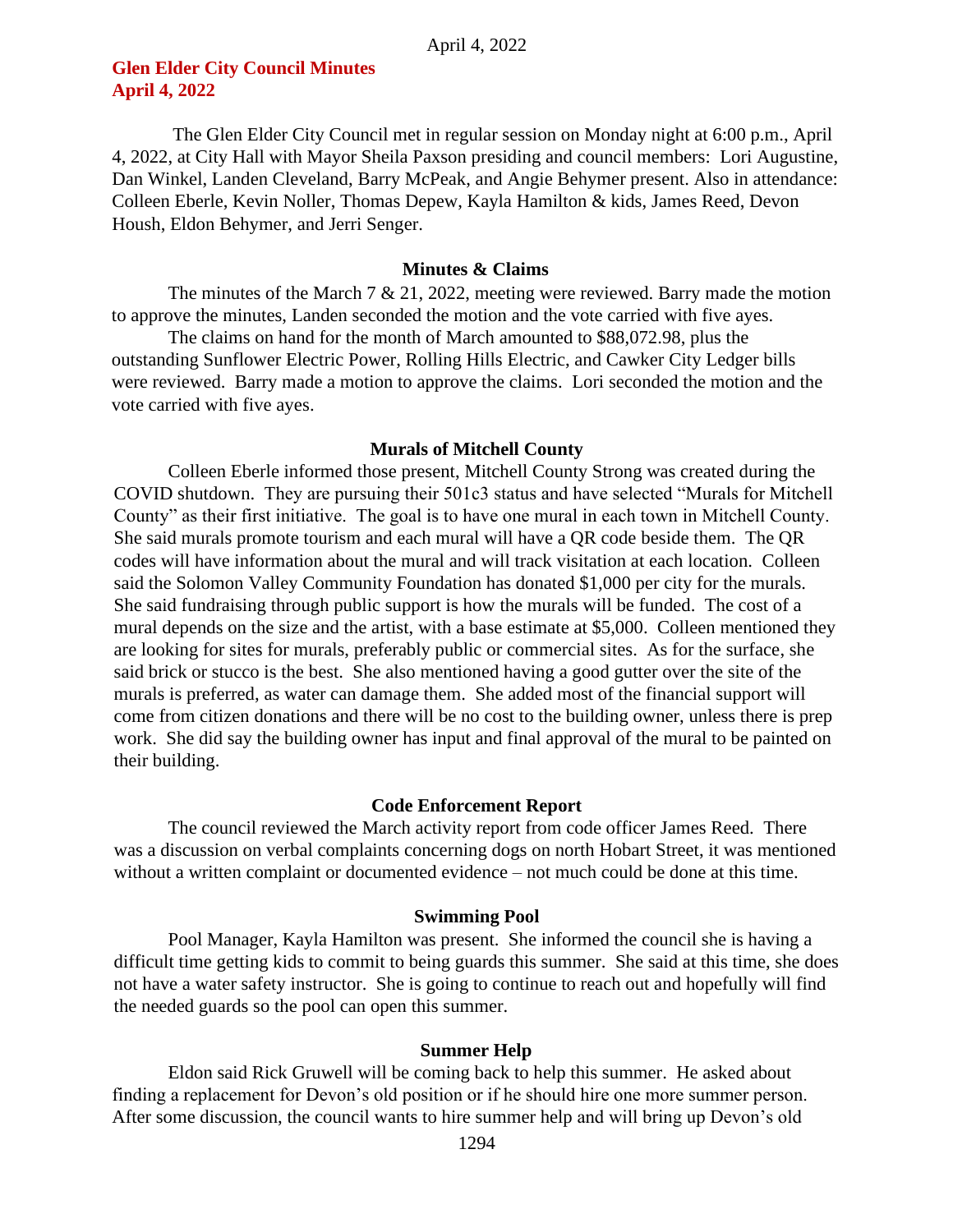# Glen Elder City Council Minutes
# April 4, 2022

The Glen Elder City Council met in regular session on Monday night at 6:00 p.m., April 4, 2022, at City Hall with Mayor Sheila Paxson presiding and council members: Lori Augustine, Dan Winkel, Landen Cleveland, Barry McPeak, and Angie Behymer present. Also in attendance: Colleen Eberle, Kevin Noller, Thomas Depew, Kayla Hamilton & kids, James Reed, Devon Housh, Eldon Behymer, and Jerri Senger.

## Minutes & Claims

The minutes of the March 7 & 21, 2022, meeting were reviewed. Barry made the motion to approve the minutes, Landen seconded the motion and the vote carried with five ayes.

The claims on hand for the month of March amounted to $88,072.98, plus the outstanding Sunflower Electric Power, Rolling Hills Electric, and Cawker City Ledger bills were reviewed. Barry made a motion to approve the claims. Lori seconded the motion and the vote carried with five ayes.

## Murals of Mitchell County

Colleen Eberle informed those present, Mitchell County Strong was created during the COVID shutdown. They are pursuing their 501c3 status and have selected "Murals for Mitchell County" as their first initiative. The goal is to have one mural in each town in Mitchell County. She said murals promote tourism and each mural will have a QR code beside them. The QR codes will have information about the mural and will track visitation at each location. Colleen said the Solomon Valley Community Foundation has donated $1,000 per city for the murals. She said fundraising through public support is how the murals will be funded. The cost of a mural depends on the size and the artist, with a base estimate at $5,000. Colleen mentioned they are looking for sites for murals, preferably public or commercial sites. As for the surface, she said brick or stucco is the best. She also mentioned having a good gutter over the site of the murals is preferred, as water can damage them. She added most of the financial support will come from citizen donations and there will be no cost to the building owner, unless there is prep work. She did say the building owner has input and final approval of the mural to be painted on their building.

## Code Enforcement Report

The council reviewed the March activity report from code officer James Reed. There was a discussion on verbal complaints concerning dogs on north Hobart Street, it was mentioned without a written complaint or documented evidence – not much could be done at this time.

## Swimming Pool

Pool Manager, Kayla Hamilton was present. She informed the council she is having a difficult time getting kids to commit to being guards this summer. She said at this time, she does not have a water safety instructor. She is going to continue to reach out and hopefully will find the needed guards so the pool can open this summer.

## Summer Help

Eldon said Rick Gruwell will be coming back to help this summer. He asked about finding a replacement for Devon's old position or if he should hire one more summer person. After some discussion, the council wants to hire summer help and will bring up Devon's old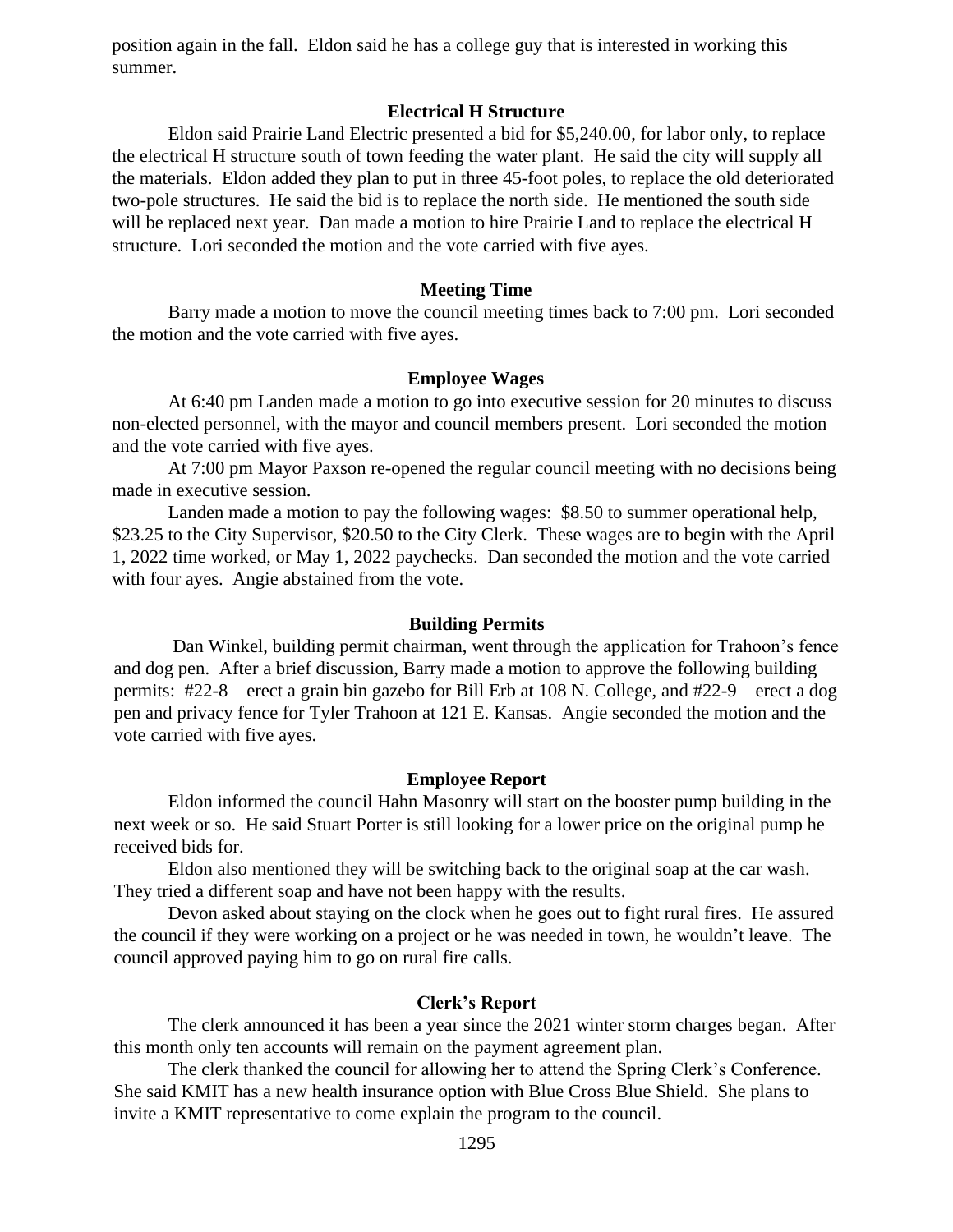position again in the fall. Eldon said he has a college guy that is interested in working this summer.

### Electrical H Structure

Eldon said Prairie Land Electric presented a bid for $5,240.00, for labor only, to replace the electrical H structure south of town feeding the water plant. He said the city will supply all the materials. Eldon added they plan to put in three 45-foot poles, to replace the old deteriorated two-pole structures. He said the bid is to replace the north side. He mentioned the south side will be replaced next year. Dan made a motion to hire Prairie Land to replace the electrical H structure. Lori seconded the motion and the vote carried with five ayes.

### Meeting Time

Barry made a motion to move the council meeting times back to 7:00 pm. Lori seconded the motion and the vote carried with five ayes.

### Employee Wages

At 6:40 pm Landen made a motion to go into executive session for 20 minutes to discuss non-elected personnel, with the mayor and council members present. Lori seconded the motion and the vote carried with five ayes.

At 7:00 pm Mayor Paxson re-opened the regular council meeting with no decisions being made in executive session.

Landen made a motion to pay the following wages: $8.50 to summer operational help, $23.25 to the City Supervisor, $20.50 to the City Clerk. These wages are to begin with the April 1, 2022 time worked, or May 1, 2022 paychecks. Dan seconded the motion and the vote carried with four ayes. Angie abstained from the vote.

### Building Permits

Dan Winkel, building permit chairman, went through the application for Trahoon's fence and dog pen. After a brief discussion, Barry made a motion to approve the following building permits: #22-8 – erect a grain bin gazebo for Bill Erb at 108 N. College, and #22-9 – erect a dog pen and privacy fence for Tyler Trahoon at 121 E. Kansas. Angie seconded the motion and the vote carried with five ayes.

### Employee Report

Eldon informed the council Hahn Masonry will start on the booster pump building in the next week or so. He said Stuart Porter is still looking for a lower price on the original pump he received bids for.

Eldon also mentioned they will be switching back to the original soap at the car wash. They tried a different soap and have not been happy with the results.

Devon asked about staying on the clock when he goes out to fight rural fires. He assured the council if they were working on a project or he was needed in town, he wouldn't leave. The council approved paying him to go on rural fire calls.

### Clerk's Report

The clerk announced it has been a year since the 2021 winter storm charges began. After this month only ten accounts will remain on the payment agreement plan.

The clerk thanked the council for allowing her to attend the Spring Clerk's Conference. She said KMIT has a new health insurance option with Blue Cross Blue Shield. She plans to invite a KMIT representative to come explain the program to the council.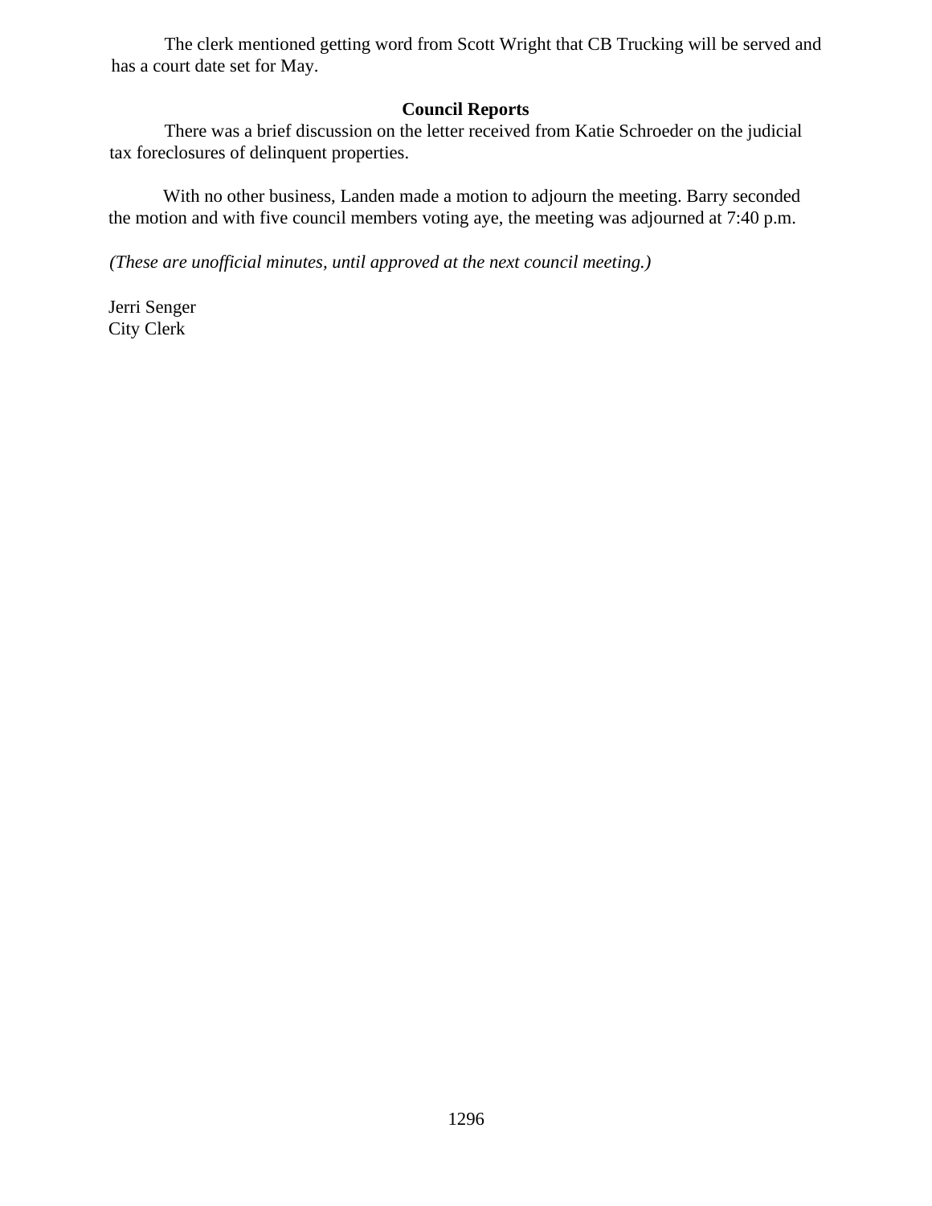The clerk mentioned getting word from Scott Wright that CB Trucking will be served and has a court date set for May.

**Council Reports**

There was a brief discussion on the letter received from Katie Schroeder on the judicial tax foreclosures of delinquent properties.

With no other business, Landen made a motion to adjourn the meeting. Barry seconded the motion and with five council members voting aye, the meeting was adjourned at 7:40 p.m.

*(These are unofficial minutes, until approved at the next council meeting.)*

Jerri Senger
City Clerk